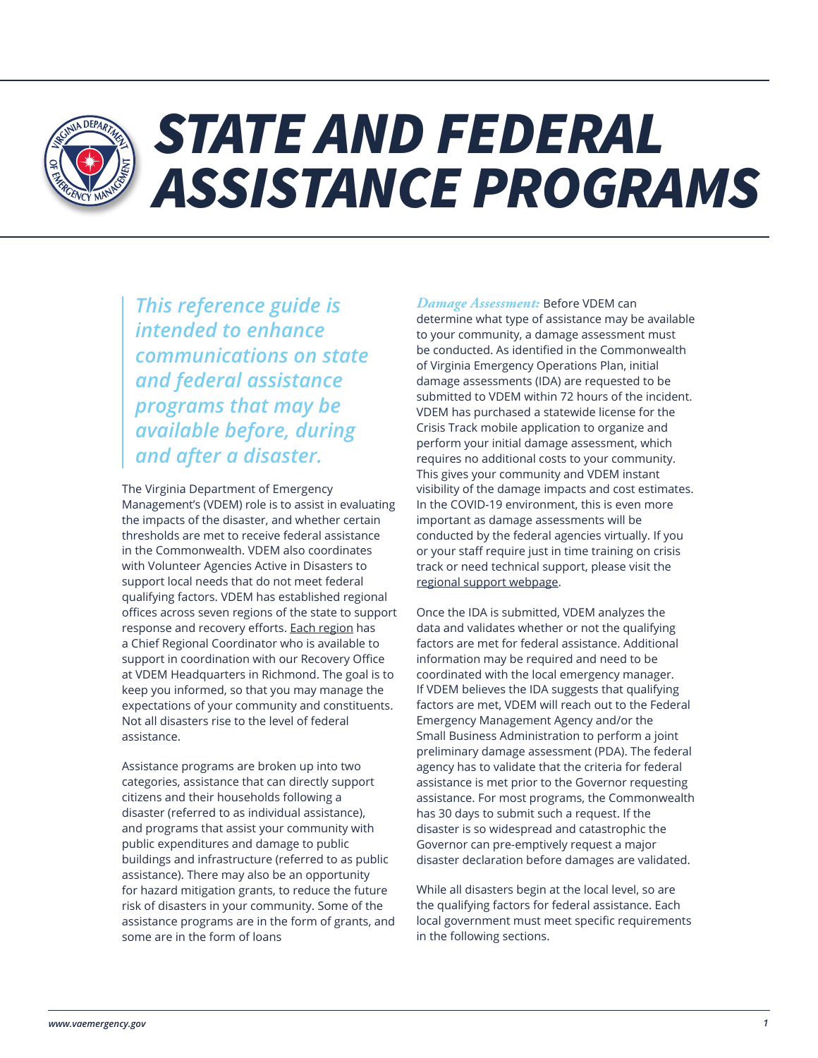# STATE AND FEDERAL ASSISTANCE PROGRAMS

> *This reference guide is intended to enhance communications on state and federal assistance programs that may be available before, during and after a disaster.*

The Virginia Department of Emergency Management's (VDEM) role is to assist in evaluating the impacts of the disaster, and whether certain thresholds are met to receive federal assistance in the Commonwealth. VDEM also coordinates with Volunteer Agencies Active in Disasters to support local needs that do not meet federal qualifying factors. VDEM has established regional offices across seven regions of the state to support response and recovery efforts. Each region has a Chief Regional Coordinator who is available to support in coordination with our Recovery Office at VDEM Headquarters in Richmond. The goal is to keep you informed, so that you may manage the expectations of your community and constituents. Not all disasters rise to the level of federal assistance.

Assistance programs are broken up into two categories, assistance that can directly support citizens and their households following a disaster (referred to as individual assistance), and programs that assist your community with public expenditures and damage to public buildings and infrastructure (referred to as public assistance). There may also be an opportunity for hazard mitigation grants, to reduce the future risk of disasters in your community. Some of the assistance programs are in the form of grants, and some are in the form of loans

*Damage Assessment:* Before VDEM can determine what type of assistance may be available to your community, a damage assessment must be conducted. As identified in the Commonwealth of Virginia Emergency Operations Plan, initial damage assessments (IDA) are requested to be submitted to VDEM within 72 hours of the incident. VDEM has purchased a statewide license for the Crisis Track mobile application to organize and perform your initial damage assessment, which requires no additional costs to your community. This gives your community and VDEM instant visibility of the damage impacts and cost estimates. In the COVID-19 environment, this is even more important as damage assessments will be conducted by the federal agencies virtually. If you or your staff require just in time training on crisis track or need technical support, please visit the regional support webpage.

Once the IDA is submitted, VDEM analyzes the data and validates whether or not the qualifying factors are met for federal assistance. Additional information may be required and need to be coordinated with the local emergency manager. If VDEM believes the IDA suggests that qualifying factors are met, VDEM will reach out to the Federal Emergency Management Agency and/or the Small Business Administration to perform a joint preliminary damage assessment (PDA). The federal agency has to validate that the criteria for federal assistance is met prior to the Governor requesting assistance. For most programs, the Commonwealth has 30 days to submit such a request. If the disaster is so widespread and catastrophic the Governor can pre-emptively request a major disaster declaration before damages are validated.

While all disasters begin at the local level, so are the qualifying factors for federal assistance. Each local government must meet specific requirements in the following sections.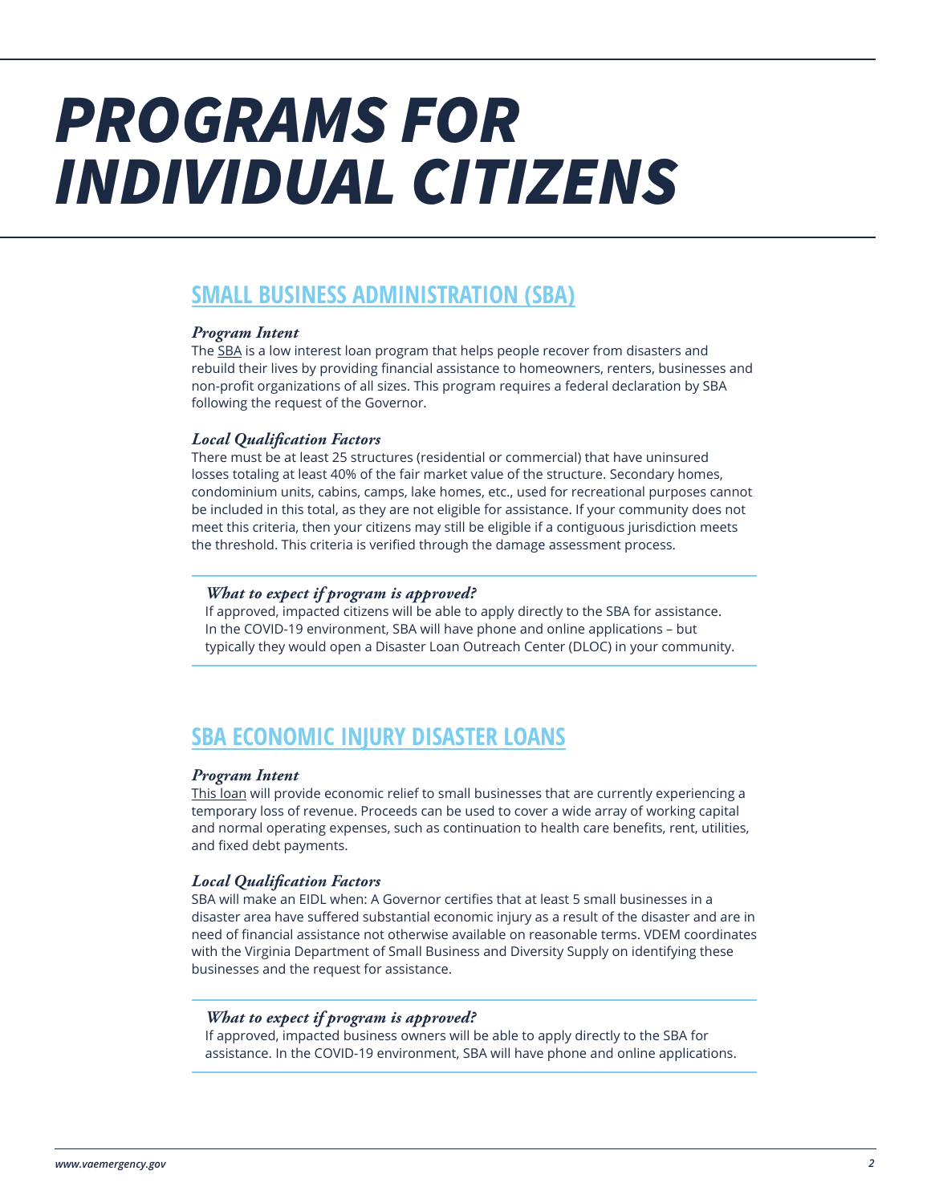# PROGRAMS FOR INDIVIDUAL CITIZENS

## SMALL BUSINESS ADMINISTRATION (SBA)

### *Program Intent*

The SBA is a low interest loan program that helps people recover from disasters and rebuild their lives by providing financial assistance to homeowners, renters, businesses and non-profit organizations of all sizes. This program requires a federal declaration by SBA following the request of the Governor.

### *Local Qualification Factors*

There must be at least 25 structures (residential or commercial) that have uninsured losses totaling at least 40% of the fair market value of the structure. Secondary homes, condominium units, cabins, camps, lake homes, etc., used for recreational purposes cannot be included in this total, as they are not eligible for assistance. If your community does not meet this criteria, then your citizens may still be eligible if a contiguous jurisdiction meets the threshold. This criteria is verified through the damage assessment process.

### *What to expect if program is approved?*

If approved, impacted citizens will be able to apply directly to the SBA for assistance. In the COVID-19 environment, SBA will have phone and online applications – but typically they would open a Disaster Loan Outreach Center (DLOC) in your community.

## SBA ECONOMIC INJURY DISASTER LOANS

### *Program Intent*

This loan will provide economic relief to small businesses that are currently experiencing a temporary loss of revenue. Proceeds can be used to cover a wide array of working capital and normal operating expenses, such as continuation to health care benefits, rent, utilities, and fixed debt payments.

### *Local Qualification Factors*

SBA will make an EIDL when: A Governor certifies that at least 5 small businesses in a disaster area have suffered substantial economic injury as a result of the disaster and are in need of financial assistance not otherwise available on reasonable terms. VDEM coordinates with the Virginia Department of Small Business and Diversity Supply on identifying these businesses and the request for assistance.

### *What to expect if program is approved?*

If approved, impacted business owners will be able to apply directly to the SBA for assistance. In the COVID-19 environment, SBA will have phone and online applications.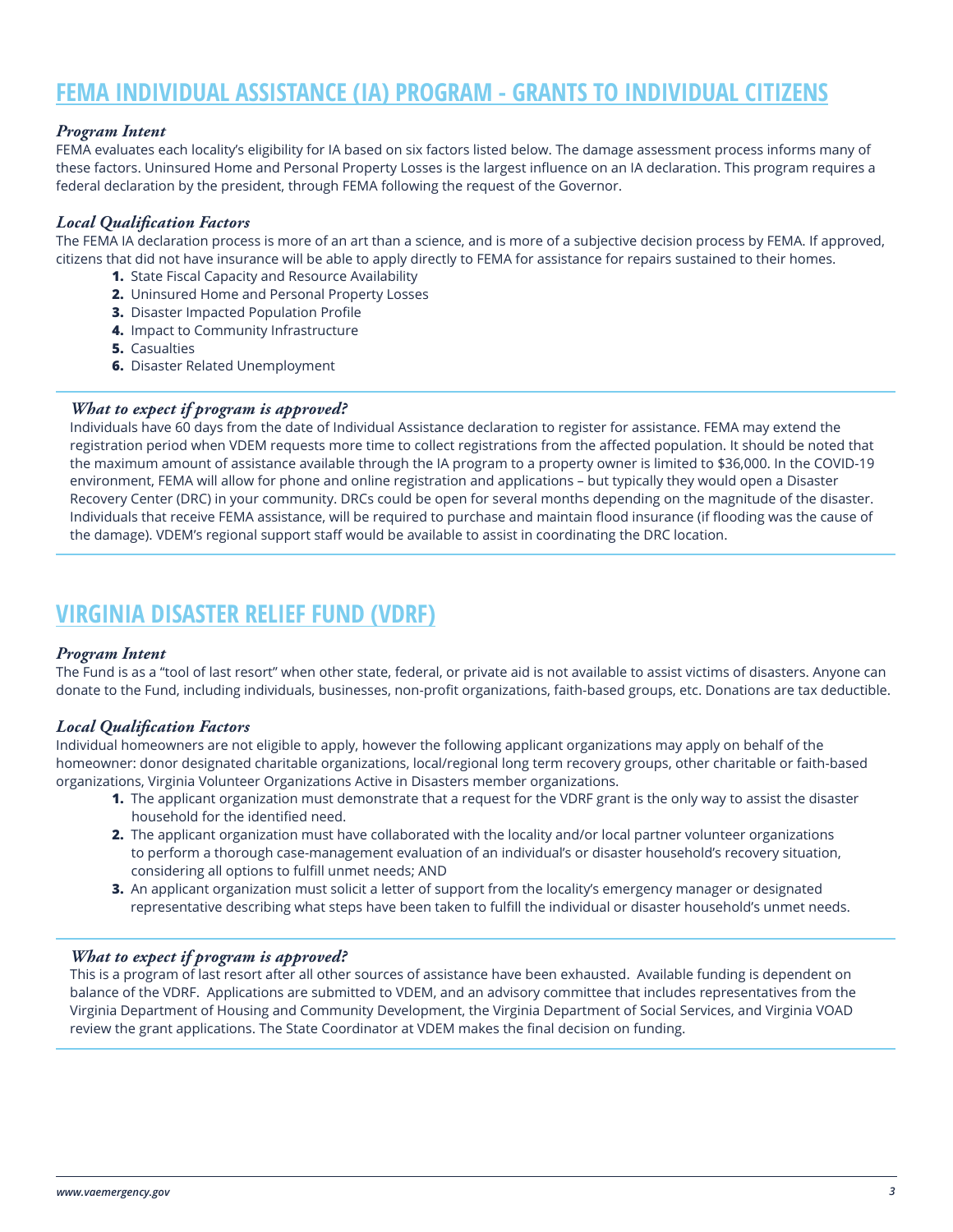## FEMA INDIVIDUAL ASSISTANCE (IA) PROGRAM - GRANTS TO INDIVIDUAL CITIZENS

### *Program Intent*

FEMA evaluates each locality's eligibility for IA based on six factors listed below. The damage assessment process informs many of these factors. Uninsured Home and Personal Property Losses is the largest influence on an IA declaration. This program requires a federal declaration by the president, through FEMA following the request of the Governor.

### *Local Qualification Factors*

The FEMA IA declaration process is more of an art than a science, and is more of a subjective decision process by FEMA. If approved, citizens that did not have insurance will be able to apply directly to FEMA for assistance for repairs sustained to their homes.

1. State Fiscal Capacity and Resource Availability
2. Uninsured Home and Personal Property Losses
3. Disaster Impacted Population Profile
4. Impact to Community Infrastructure
5. Casualties
6. Disaster Related Unemployment

### *What to expect if program is approved?*

Individuals have 60 days from the date of Individual Assistance declaration to register for assistance. FEMA may extend the registration period when VDEM requests more time to collect registrations from the affected population. It should be noted that the maximum amount of assistance available through the IA program to a property owner is limited to $36,000. In the COVID-19 environment, FEMA will allow for phone and online registration and applications – but typically they would open a Disaster Recovery Center (DRC) in your community. DRCs could be open for several months depending on the magnitude of the disaster. Individuals that receive FEMA assistance, will be required to purchase and maintain flood insurance (if flooding was the cause of the damage). VDEM's regional support staff would be available to assist in coordinating the DRC location.

## VIRGINIA DISASTER RELIEF FUND (VDRF)

### *Program Intent*

The Fund is as a "tool of last resort" when other state, federal, or private aid is not available to assist victims of disasters. Anyone can donate to the Fund, including individuals, businesses, non-profit organizations, faith-based groups, etc. Donations are tax deductible.

### *Local Qualification Factors*

Individual homeowners are not eligible to apply, however the following applicant organizations may apply on behalf of the homeowner: donor designated charitable organizations, local/regional long term recovery groups, other charitable or faith-based organizations, Virginia Volunteer Organizations Active in Disasters member organizations.

1. The applicant organization must demonstrate that a request for the VDRF grant is the only way to assist the disaster household for the identified need.
2. The applicant organization must have collaborated with the locality and/or local partner volunteer organizations to perform a thorough case-management evaluation of an individual's or disaster household's recovery situation, considering all options to fulfill unmet needs; AND
3. An applicant organization must solicit a letter of support from the locality's emergency manager or designated representative describing what steps have been taken to fulfill the individual or disaster household's unmet needs.

### *What to expect if program is approved?*

This is a program of last resort after all other sources of assistance have been exhausted. Available funding is dependent on balance of the VDRF. Applications are submitted to VDEM, and an advisory committee that includes representatives from the Virginia Department of Housing and Community Development, the Virginia Department of Social Services, and Virginia VOAD review the grant applications. The State Coordinator at VDEM makes the final decision on funding.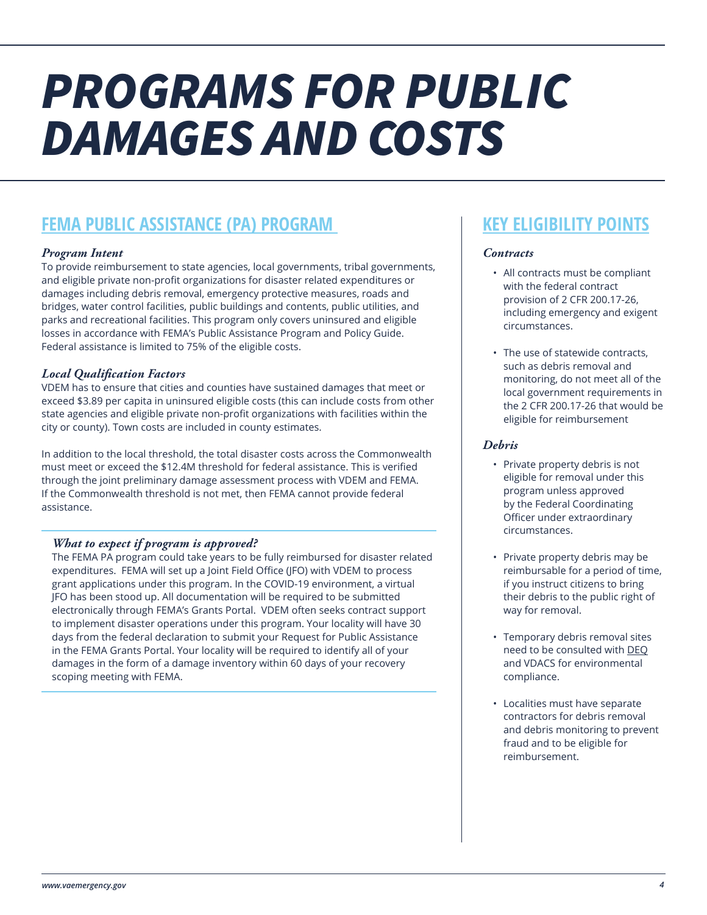# PROGRAMS FOR PUBLIC DAMAGES AND COSTS

## FEMA PUBLIC ASSISTANCE (PA) PROGRAM

### *Program Intent*

To provide reimbursement to state agencies, local governments, tribal governments, and eligible private non-profit organizations for disaster related expenditures or damages including debris removal, emergency protective measures, roads and bridges, water control facilities, public buildings and contents, public utilities, and parks and recreational facilities. This program only covers uninsured and eligible losses in accordance with FEMA's Public Assistance Program and Policy Guide. Federal assistance is limited to 75% of the eligible costs.

### *Local Qualification Factors*

VDEM has to ensure that cities and counties have sustained damages that meet or exceed $3.89 per capita in uninsured eligible costs (this can include costs from other state agencies and eligible private non-profit organizations with facilities within the city or county). Town costs are included in county estimates.

In addition to the local threshold, the total disaster costs across the Commonwealth must meet or exceed the $12.4M threshold for federal assistance. This is verified through the joint preliminary damage assessment process with VDEM and FEMA. If the Commonwealth threshold is not met, then FEMA cannot provide federal assistance.

### *What to expect if program is approved?*

The FEMA PA program could take years to be fully reimbursed for disaster related expenditures. FEMA will set up a Joint Field Office (JFO) with VDEM to process grant applications under this program. In the COVID-19 environment, a virtual JFO has been stood up. All documentation will be required to be submitted electronically through FEMA's Grants Portal. VDEM often seeks contract support to implement disaster operations under this program. Your locality will have 30 days from the federal declaration to submit your Request for Public Assistance in the FEMA Grants Portal. Your locality will be required to identify all of your damages in the form of a damage inventory within 60 days of your recovery scoping meeting with FEMA.

## KEY ELIGIBILITY POINTS

### *Contracts*

- All contracts must be compliant with the federal contract provision of 2 CFR 200.17-26, including emergency and exigent circumstances.
- The use of statewide contracts, such as debris removal and monitoring, do not meet all of the local government requirements in the 2 CFR 200.17-26 that would be eligible for reimbursement

### *Debris*

- Private property debris is not eligible for removal under this program unless approved by the Federal Coordinating Officer under extraordinary circumstances.
- Private property debris may be reimbursable for a period of time, if you instruct citizens to bring their debris to the public right of way for removal.
- Temporary debris removal sites need to be consulted with DEQ and VDACS for environmental compliance.
- Localities must have separate contractors for debris removal and debris monitoring to prevent fraud and to be eligible for reimbursement.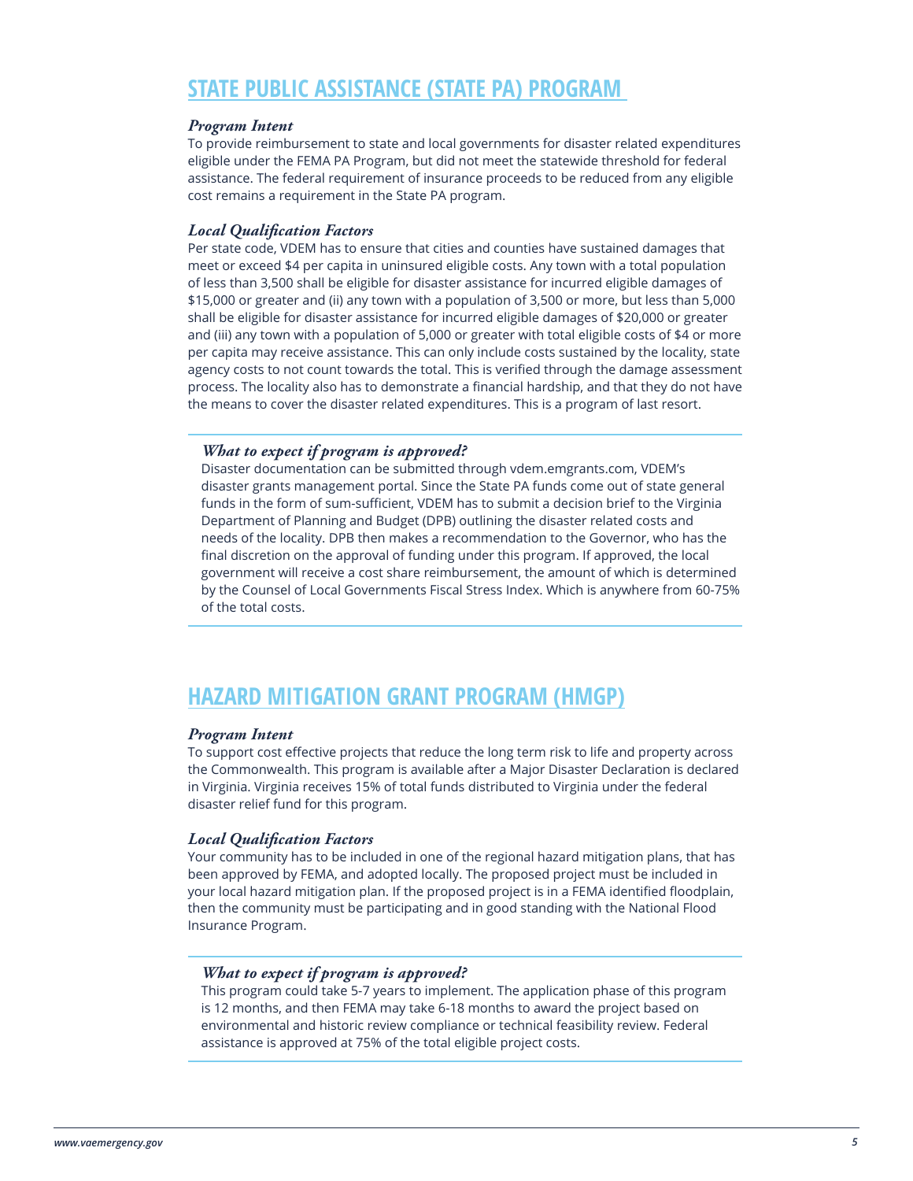## STATE PUBLIC ASSISTANCE (STATE PA) PROGRAM

### *Program Intent*

To provide reimbursement to state and local governments for disaster related expenditures eligible under the FEMA PA Program, but did not meet the statewide threshold for federal assistance. The federal requirement of insurance proceeds to be reduced from any eligible cost remains a requirement in the State PA program.

### *Local Qualification Factors*

Per state code, VDEM has to ensure that cities and counties have sustained damages that meet or exceed $4 per capita in uninsured eligible costs. Any town with a total population of less than 3,500 shall be eligible for disaster assistance for incurred eligible damages of $15,000 or greater and (ii) any town with a population of 3,500 or more, but less than 5,000 shall be eligible for disaster assistance for incurred eligible damages of $20,000 or greater and (iii) any town with a population of 5,000 or greater with total eligible costs of $4 or more per capita may receive assistance. This can only include costs sustained by the locality, state agency costs to not count towards the total. This is verified through the damage assessment process. The locality also has to demonstrate a financial hardship, and that they do not have the means to cover the disaster related expenditures. This is a program of last resort.

### *What to expect if program is approved?*

Disaster documentation can be submitted through vdem.emgrants.com, VDEM's disaster grants management portal. Since the State PA funds come out of state general funds in the form of sum-sufficient, VDEM has to submit a decision brief to the Virginia Department of Planning and Budget (DPB) outlining the disaster related costs and needs of the locality. DPB then makes a recommendation to the Governor, who has the final discretion on the approval of funding under this program. If approved, the local government will receive a cost share reimbursement, the amount of which is determined by the Counsel of Local Governments Fiscal Stress Index. Which is anywhere from 60-75% of the total costs.

## HAZARD MITIGATION GRANT PROGRAM (HMGP)

### *Program Intent*

To support cost effective projects that reduce the long term risk to life and property across the Commonwealth. This program is available after a Major Disaster Declaration is declared in Virginia. Virginia receives 15% of total funds distributed to Virginia under the federal disaster relief fund for this program.

### *Local Qualification Factors*

Your community has to be included in one of the regional hazard mitigation plans, that has been approved by FEMA, and adopted locally. The proposed project must be included in your local hazard mitigation plan. If the proposed project is in a FEMA identified floodplain, then the community must be participating and in good standing with the National Flood Insurance Program.

### *What to expect if program is approved?*

This program could take 5-7 years to implement. The application phase of this program is 12 months, and then FEMA may take 6-18 months to award the project based on environmental and historic review compliance or technical feasibility review. Federal assistance is approved at 75% of the total eligible project costs.